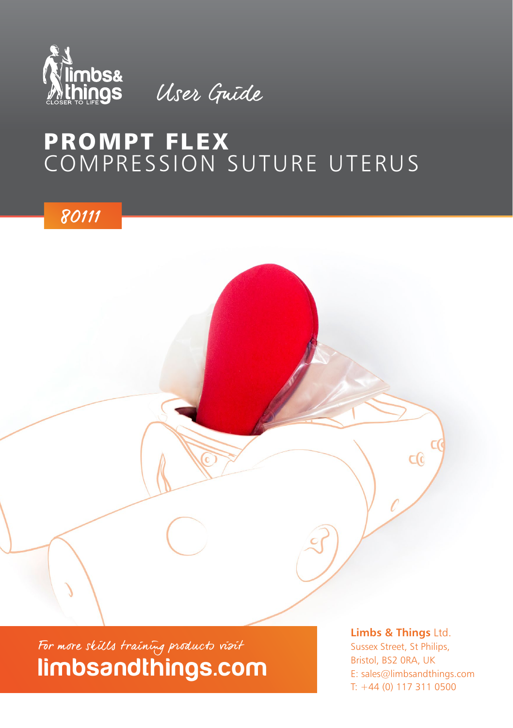limbs& things
CLOSER TO LIFE

*User Guide*

# PROMPT FLEX
## COMPRESSION SUTURE UTERUS

*80111*

*For more skills training products visit*
**limbsandthings.com**

**Limbs & Things** Ltd.
Sussex Street, St Philips,
Bristol, BS2 0RA, UK
E: sales@limbsandthings.com
T: +44 (0) 117 311 0500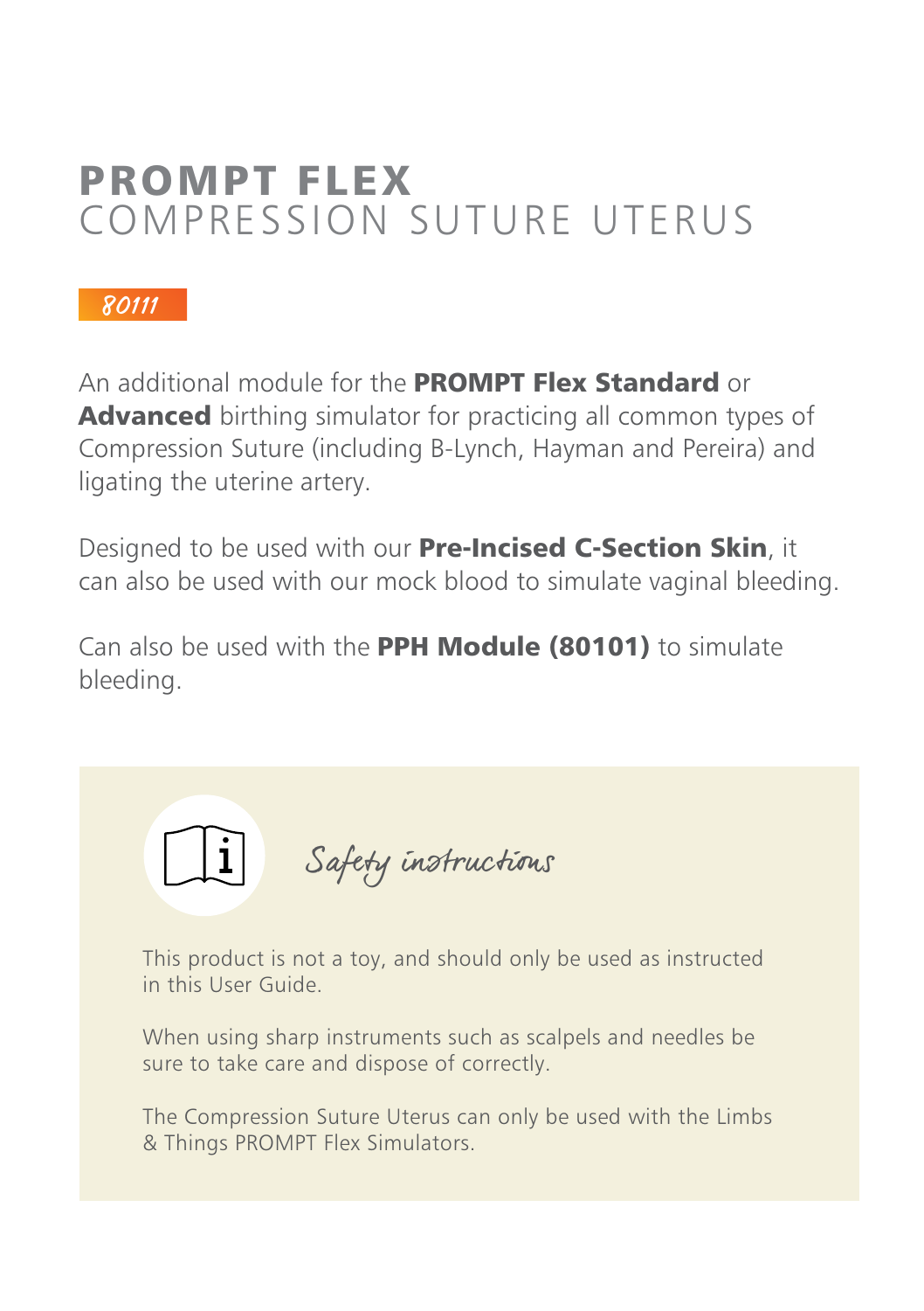# **PROMPT FLEX**
## COMPRESSION SUTURE UTERUS

*80111*

An additional module for the **PROMPT Flex Standard** or **Advanced** birthing simulator for practicing all common types of Compression Suture (including B-Lynch, Hayman and Pereira) and ligating the uterine artery.

Designed to be used with our **Pre-Incised C-Section Skin**, it can also be used with our mock blood to simulate vaginal bleeding.

Can also be used with the **PPH Module (80101)** to simulate bleeding.

### *Safety instructions*

This product is not a toy, and should only be used as instructed in this User Guide.

When using sharp instruments such as scalpels and needles be sure to take care and dispose of correctly.

The Compression Suture Uterus can only be used with the Limbs & Things PROMPT Flex Simulators.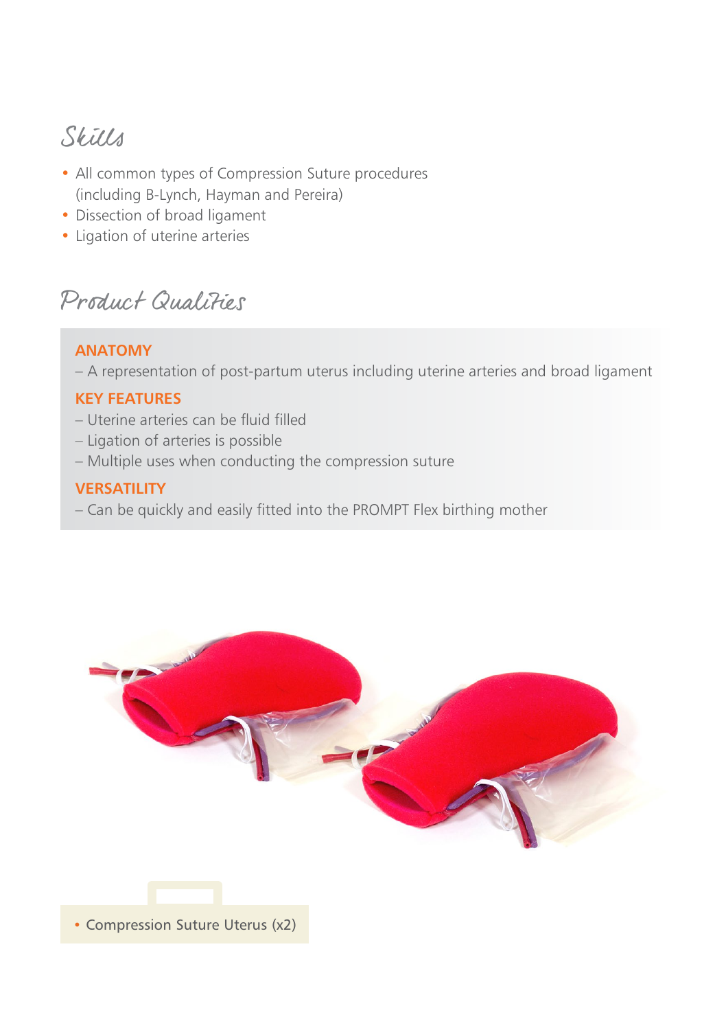## Skills

- All common types of Compression Suture procedures (including B-Lynch, Hayman and Pereira)
- Dissection of broad ligament
- Ligation of uterine arteries

## Product Qualities

**ANATOMY**

– A representation of post-partum uterus including uterine arteries and broad ligament

**KEY FEATURES**

– Uterine arteries can be fluid filled

– Ligation of arteries is possible

– Multiple uses when conducting the compression suture

**VERSATILITY**

– Can be quickly and easily fitted into the PROMPT Flex birthing mother

- Compression Suture Uterus (x2)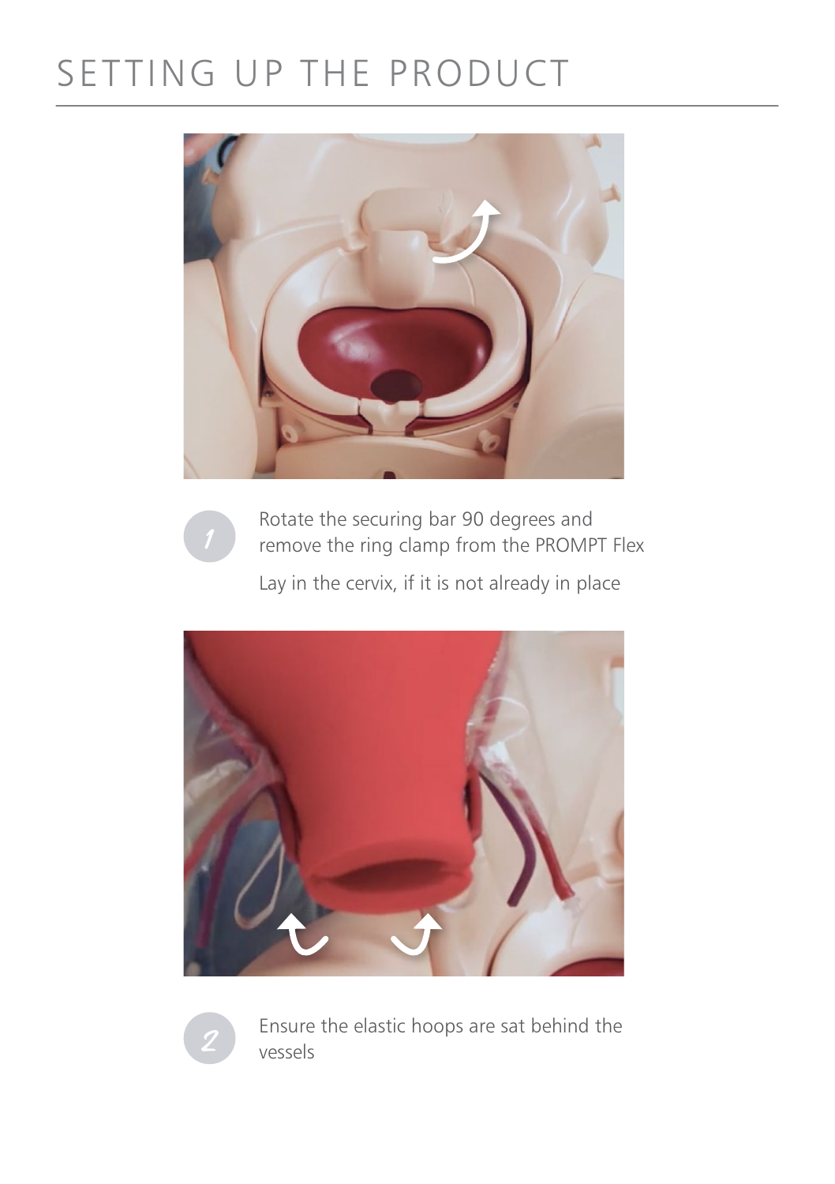# SETTING UP THE PRODUCT

1. Rotate the securing bar 90 degrees and remove the ring clamp from the PROMPT Flex

   Lay in the cervix, if it is not already in place

2. Ensure the elastic hoops are sat behind the vessels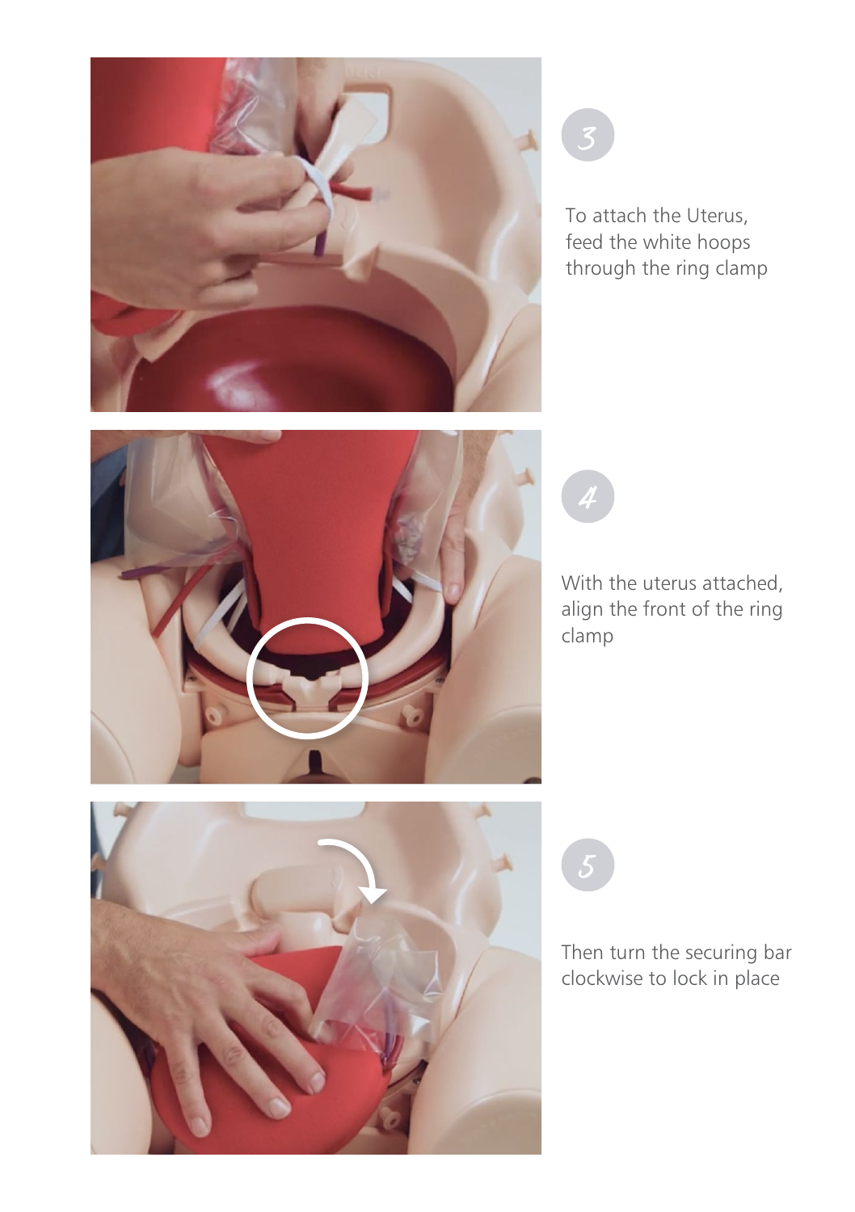3

To attach the Uterus, feed the white hoops through the ring clamp

4

With the uterus attached, align the front of the ring clamp

5

Then turn the securing bar clockwise to lock in place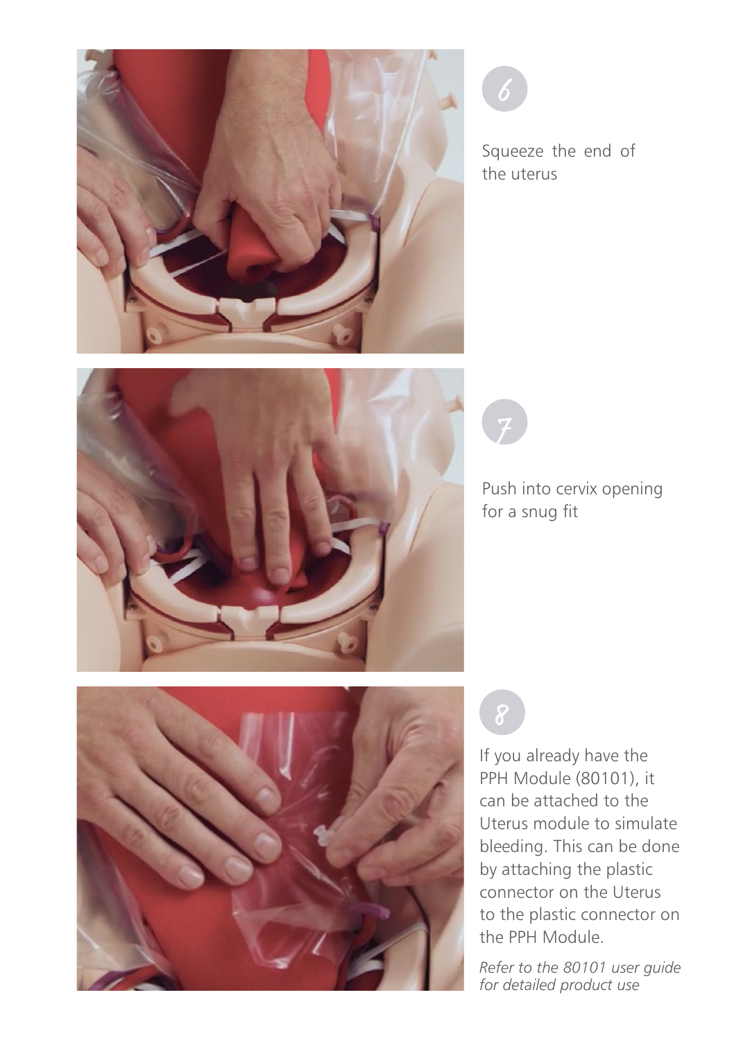6

Squeeze the end of the uterus

7

Push into cervix opening for a snug fit

8

If you already have the PPH Module (80101), it can be attached to the Uterus module to simulate bleeding. This can be done by attaching the plastic connector on the Uterus to the plastic connector on the PPH Module.

*Refer to the 80101 user guide for detailed product use*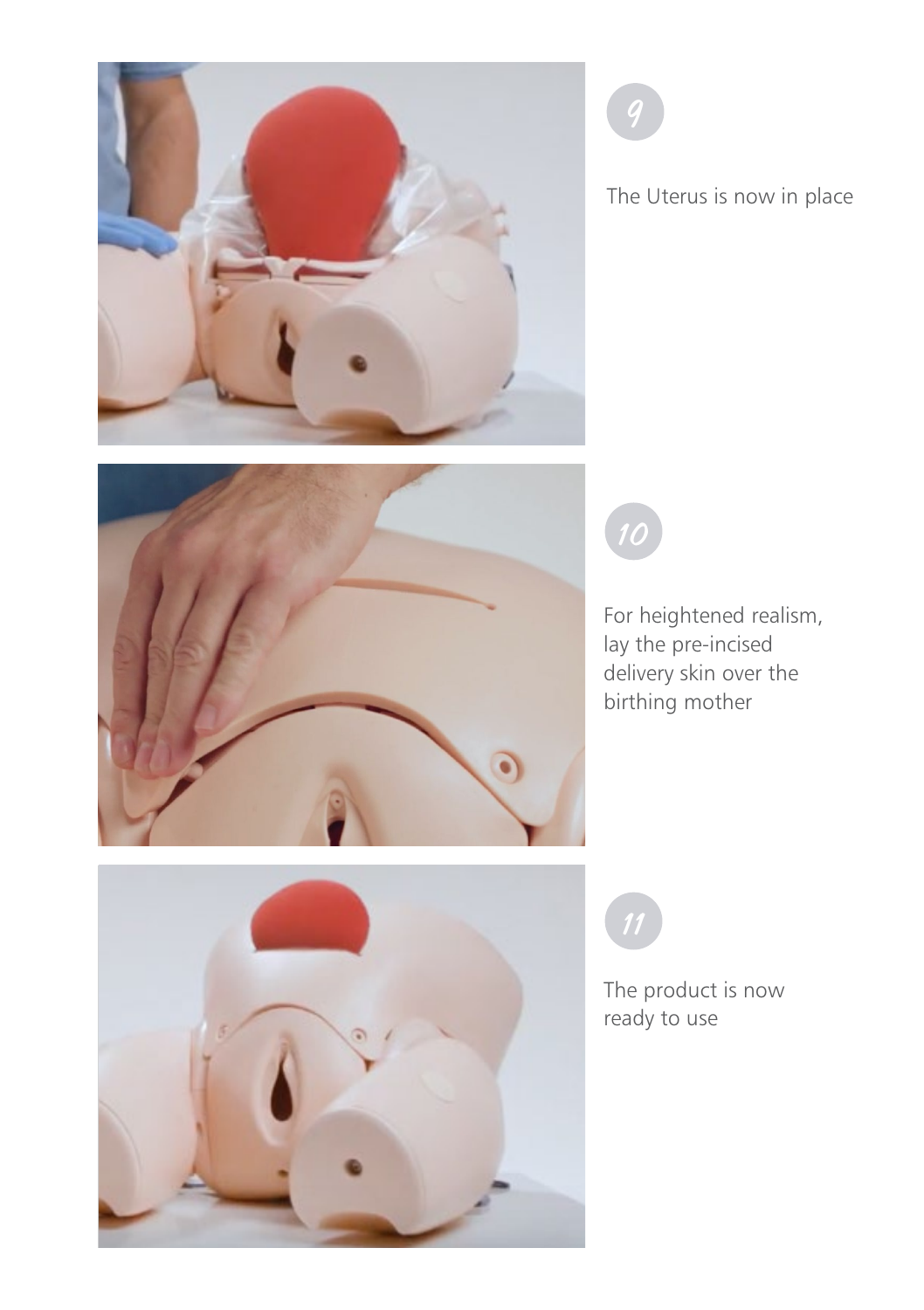9

The Uterus is now in place

10

For heightened realism, lay the pre-incised delivery skin over the birthing mother

11

The product is now ready to use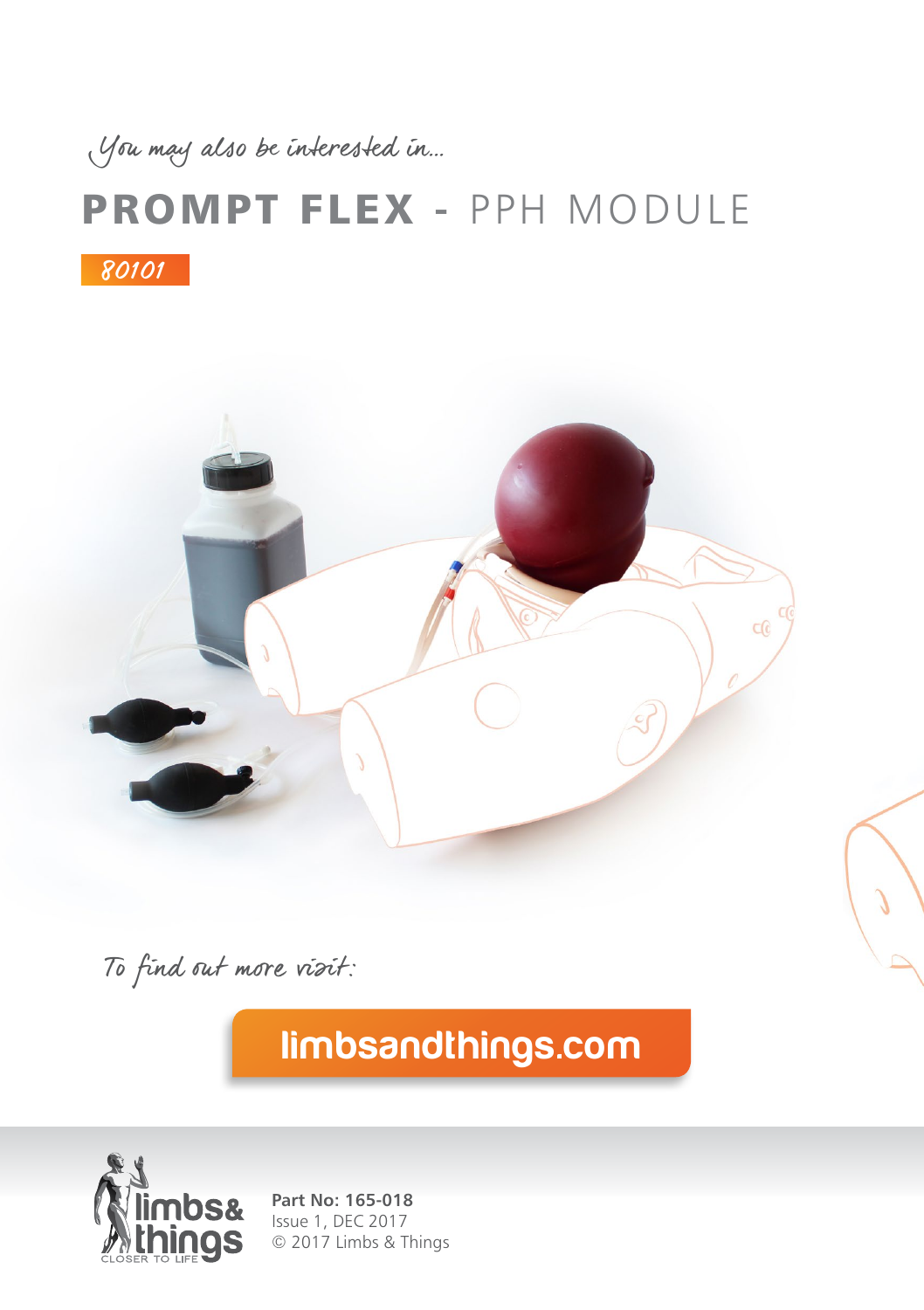*You may also be interested in...*

# **PROMPT FLEX** - PPH MODULE

*80101*

*To find out more visit:*

**limbsandthings.com**

limbs& things
CLOSER TO LIFE

**Part No: 165-018**
Issue 1, DEC 2017
© 2017 Limbs & Things